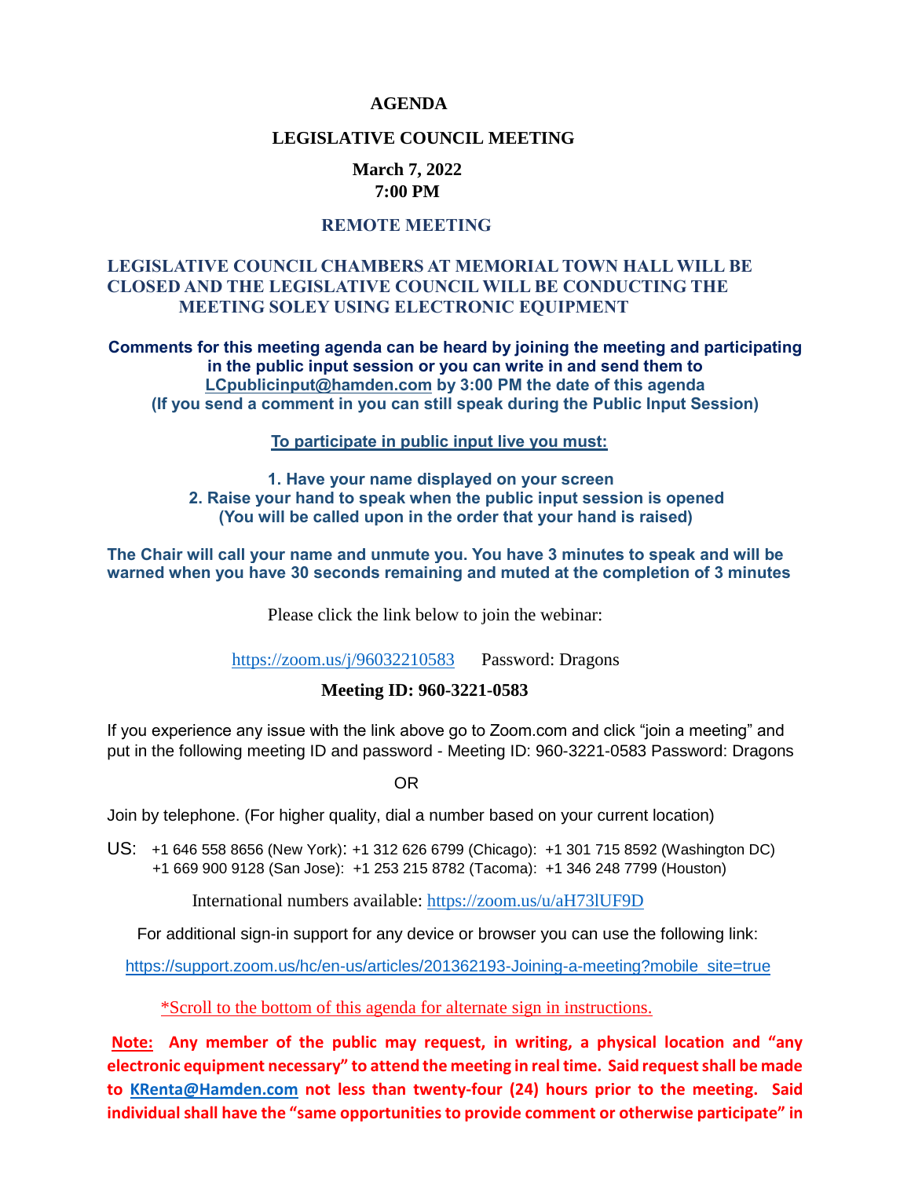# AGENDA

## LEGISLATIVE COUNCIL MEETING

**March 7, 2022**
**7:00 PM**

**REMOTE MEETING**

**LEGISLATIVE COUNCIL CHAMBERS AT MEMORIAL TOWN HALL WILL BE CLOSED AND THE LEGISLATIVE COUNCIL WILL BE CONDUCTING THE MEETING SOLEY USING ELECTRONIC EQUIPMENT**

**Comments for this meeting agenda can be heard by joining the meeting and participating in the public input session or you can write in and send them to LCpublicinput@hamden.com by 3:00 PM the date of this agenda (If you send a comment in you can still speak during the Public Input Session)**

**To participate in public input live you must:**

**1. Have your name displayed on your screen**
**2. Raise your hand to speak when the public input session is opened (You will be called upon in the order that your hand is raised)**

**The Chair will call your name and unmute you. You have 3 minutes to speak and will be warned when you have 30 seconds remaining and muted at the completion of 3 minutes**

Please click the link below to join the webinar:

https://zoom.us/j/96032210583 Password: Dragons

**Meeting ID: 960-3221-0583**

If you experience any issue with the link above go to Zoom.com and click "join a meeting" and put in the following meeting ID and password - Meeting ID: 960-3221-0583 Password: Dragons

OR

Join by telephone. (For higher quality, dial a number based on your current location)

US: +1 646 558 8656 (New York): +1 312 626 6799 (Chicago): +1 301 715 8592 (Washington DC) +1 669 900 9128 (San Jose): +1 253 215 8782 (Tacoma): +1 346 248 7799 (Houston)

International numbers available: https://zoom.us/u/aH73lUF9D

For additional sign-in support for any device or browser you can use the following link:

https://support.zoom.us/hc/en-us/articles/201362193-Joining-a-meeting?mobile_site=true

*Scroll to the bottom of this agenda for alternate sign in instructions.

**Note: Any member of the public may request, in writing, a physical location and "any electronic equipment necessary" to attend the meeting in real time. Said request shall be made to KRenta@Hamden.com not less than twenty-four (24) hours prior to the meeting. Said individual shall have the "same opportunities to provide comment or otherwise participate" in**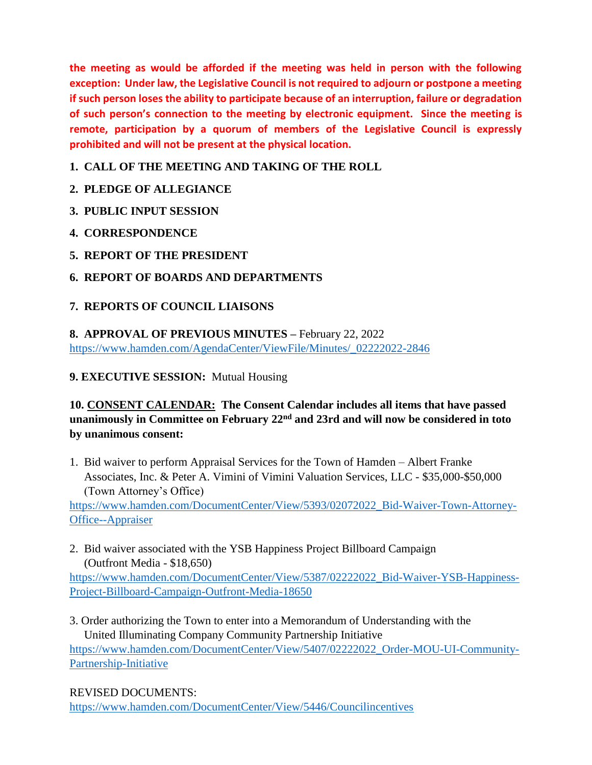**the meeting as would be afforded if the meeting was held in person with the following exception: Under law, the Legislative Council is not required to adjourn or postpone a meeting if such person loses the ability to participate because of an interruption, failure or degradation of such person's connection to the meeting by electronic equipment. Since the meeting is remote, participation by a quorum of members of the Legislative Council is expressly prohibited and will not be present at the physical location.**

**1. CALL OF THE MEETING AND TAKING OF THE ROLL**

**2. PLEDGE OF ALLEGIANCE**

**3. PUBLIC INPUT SESSION**

**4. CORRESPONDENCE**

**5. REPORT OF THE PRESIDENT**

**6. REPORT OF BOARDS AND DEPARTMENTS**

**7. REPORTS OF COUNCIL LIAISONS**

**8. APPROVAL OF PREVIOUS MINUTES –** February 22, 2022
https://www.hamden.com/AgendaCenter/ViewFile/Minutes/_02222022-2846

**9. EXECUTIVE SESSION:** Mutual Housing

**10. CONSENT CALENDAR: The Consent Calendar includes all items that have passed unanimously in Committee on February 22nd and 23rd and will now be considered in toto by unanimous consent:**

1. Bid waiver to perform Appraisal Services for the Town of Hamden – Albert Franke Associates, Inc. & Peter A. Vimini of Vimini Valuation Services, LLC - $35,000-$50,000 (Town Attorney's Office)
https://www.hamden.com/DocumentCenter/View/5393/02072022_Bid-Waiver-Town-Attorney-Office--Appraiser

2. Bid waiver associated with the YSB Happiness Project Billboard Campaign (Outfront Media - $18,650)
https://www.hamden.com/DocumentCenter/View/5387/02222022_Bid-Waiver-YSB-Happiness-Project-Billboard-Campaign-Outfront-Media-18650

3. Order authorizing the Town to enter into a Memorandum of Understanding with the United Illuminating Company Community Partnership Initiative
https://www.hamden.com/DocumentCenter/View/5407/02222022_Order-MOU-UI-Community-Partnership-Initiative

REVISED DOCUMENTS:
https://www.hamden.com/DocumentCenter/View/5446/Councilincentives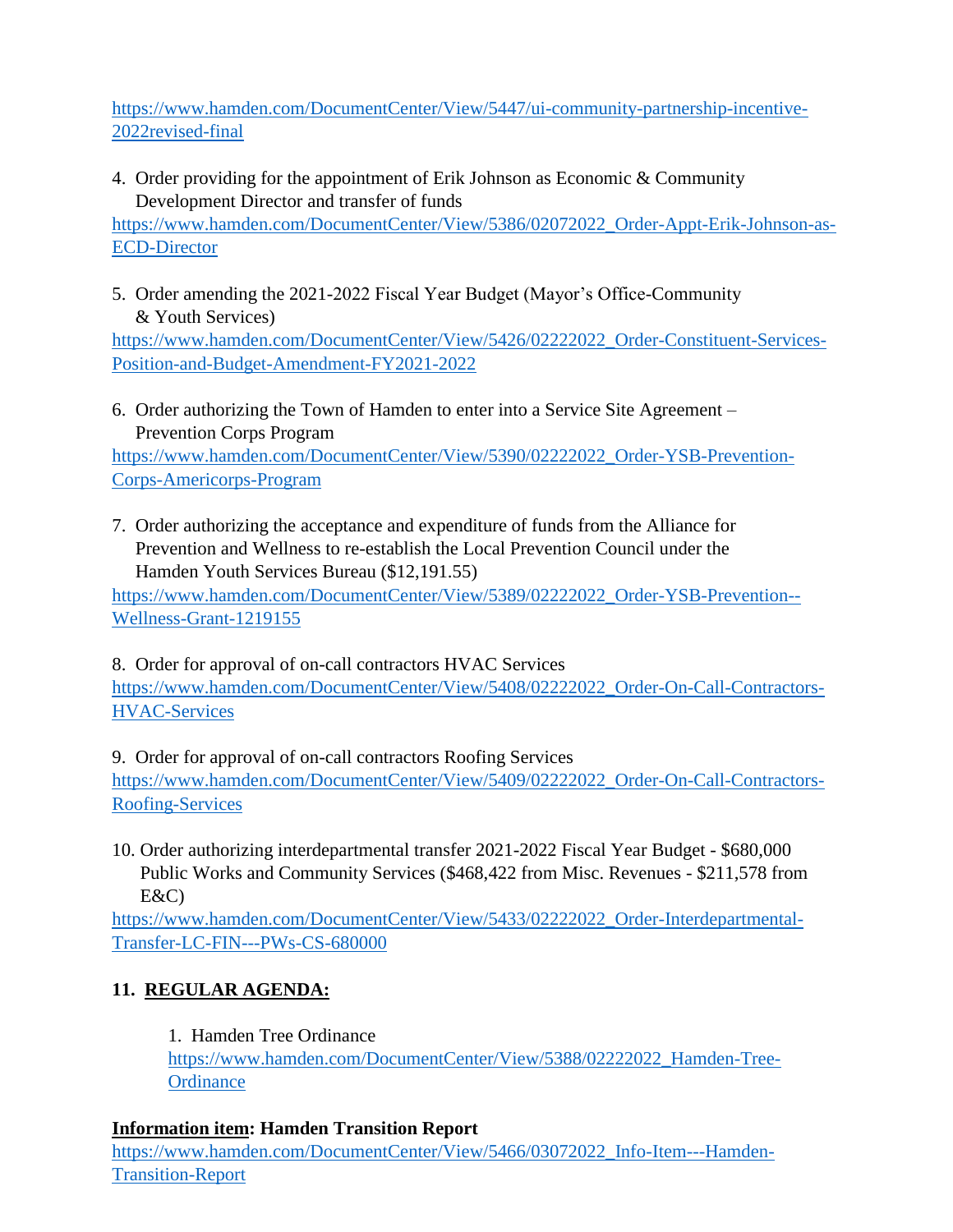https://www.hamden.com/DocumentCenter/View/5447/ui-community-partnership-incentive-2022revised-final

4. Order providing for the appointment of Erik Johnson as Economic & Community Development Director and transfer of funds
https://www.hamden.com/DocumentCenter/View/5386/02072022_Order-Appt-Erik-Johnson-as-ECD-Director

5. Order amending the 2021-2022 Fiscal Year Budget (Mayor's Office-Community & Youth Services)
https://www.hamden.com/DocumentCenter/View/5426/02222022_Order-Constituent-Services-Position-and-Budget-Amendment-FY2021-2022

6. Order authorizing the Town of Hamden to enter into a Service Site Agreement – Prevention Corps Program
https://www.hamden.com/DocumentCenter/View/5390/02222022_Order-YSB-Prevention-Corps-Americorps-Program

7. Order authorizing the acceptance and expenditure of funds from the Alliance for Prevention and Wellness to re-establish the Local Prevention Council under the Hamden Youth Services Bureau ($12,191.55)
https://www.hamden.com/DocumentCenter/View/5389/02222022_Order-YSB-Prevention--Wellness-Grant-1219155

8. Order for approval of on-call contractors HVAC Services
https://www.hamden.com/DocumentCenter/View/5408/02222022_Order-On-Call-Contractors-HVAC-Services

9. Order for approval of on-call contractors Roofing Services
https://www.hamden.com/DocumentCenter/View/5409/02222022_Order-On-Call-Contractors-Roofing-Services

10. Order authorizing interdepartmental transfer 2021-2022 Fiscal Year Budget - $680,000 Public Works and Community Services ($468,422 from Misc. Revenues - $211,578 from E&C)
https://www.hamden.com/DocumentCenter/View/5433/02222022_Order-Interdepartmental-Transfer-LC-FIN---PWs-CS-680000

## 11. REGULAR AGENDA:

1. Hamden Tree Ordinance
https://www.hamden.com/DocumentCenter/View/5388/02222022_Hamden-Tree-Ordinance

**Information item: Hamden Transition Report**
https://www.hamden.com/DocumentCenter/View/5466/03072022_Info-Item---Hamden-Transition-Report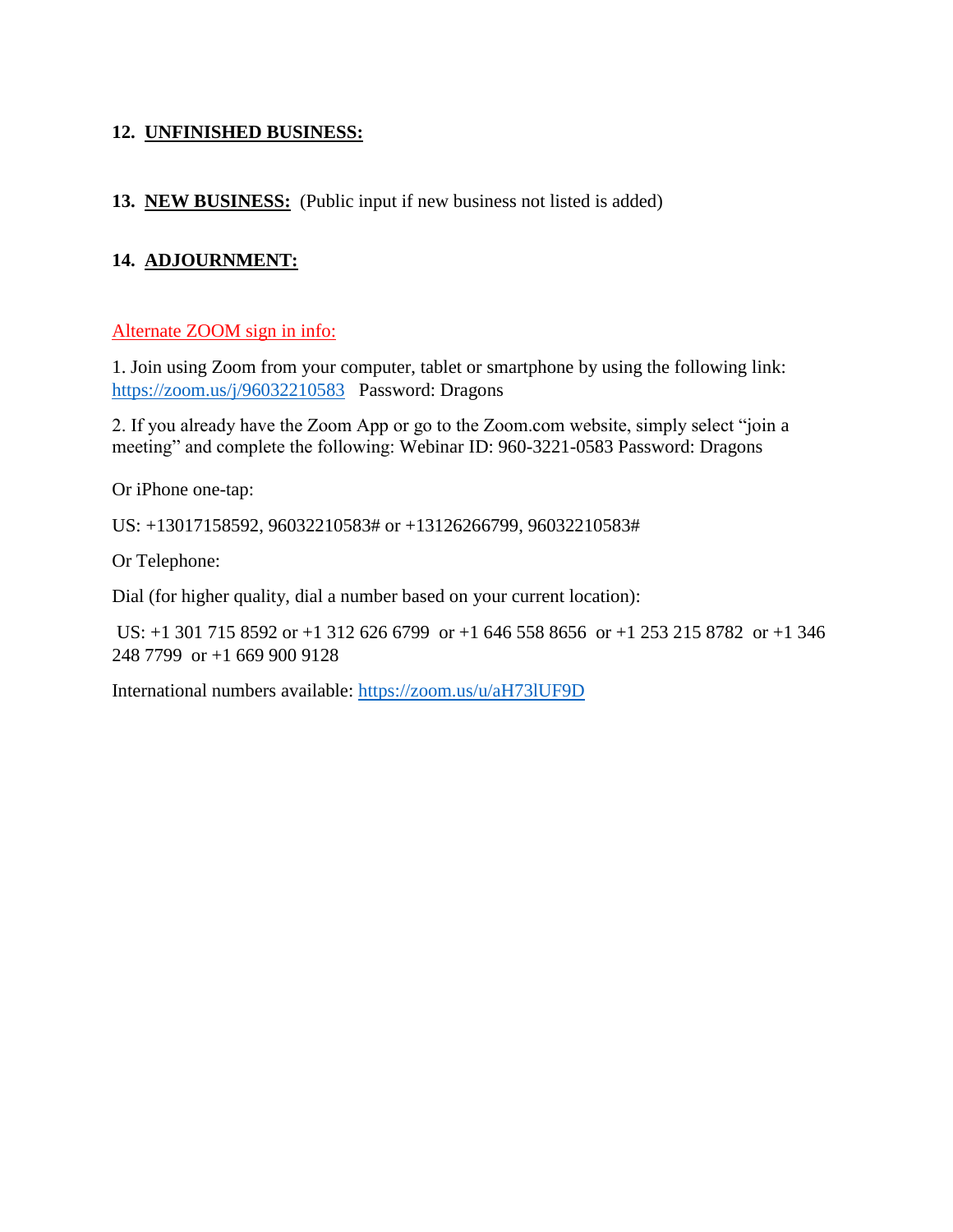**12. UNFINISHED BUSINESS:**

**13. NEW BUSINESS:** (Public input if new business not listed is added)

**14. ADJOURNMENT:**

Alternate ZOOM sign in info:

1. Join using Zoom from your computer, tablet or smartphone by using the following link: https://zoom.us/j/96032210583 Password: Dragons

2. If you already have the Zoom App or go to the Zoom.com website, simply select "join a meeting" and complete the following: Webinar ID: 960-3221-0583 Password: Dragons

Or iPhone one-tap:

US: +13017158592, 96032210583# or +13126266799, 96032210583#

Or Telephone:

Dial (for higher quality, dial a number based on your current location):

US: +1 301 715 8592 or +1 312 626 6799 or +1 646 558 8656 or +1 253 215 8782 or +1 346 248 7799 or +1 669 900 9128

International numbers available: https://zoom.us/u/aH73lUF9D